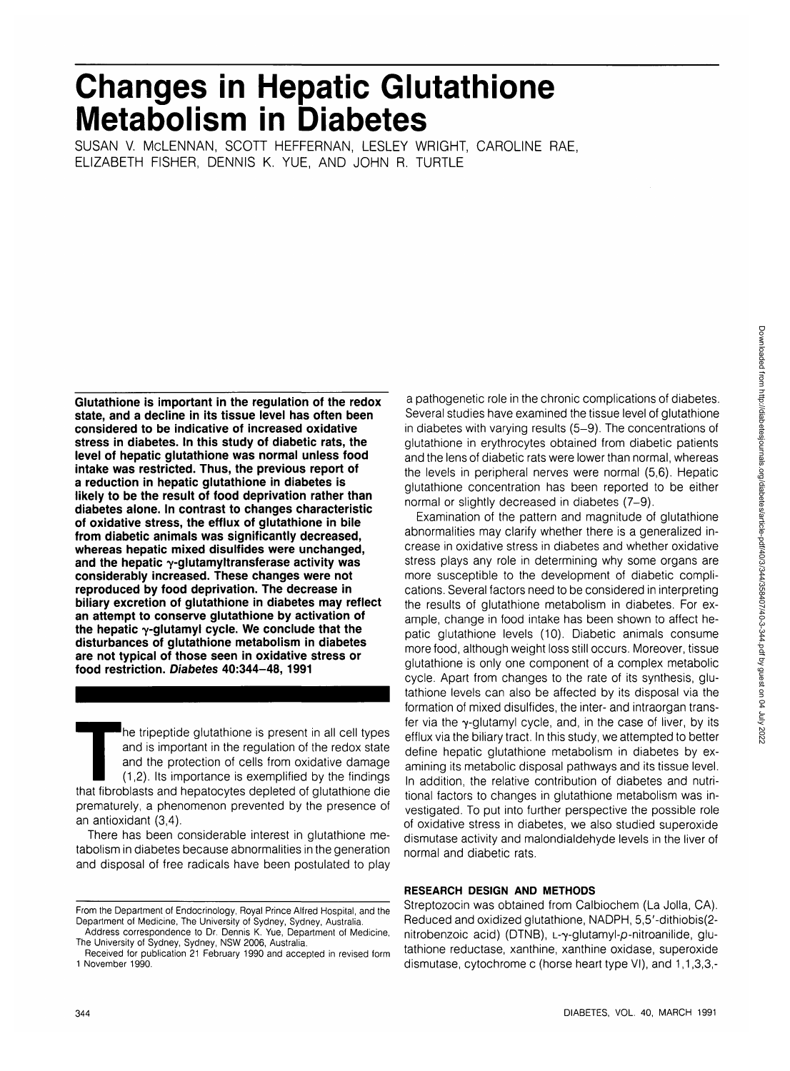# Changes in Hepatic Glutathione Metabolism in Diabetes

SUSAN V. McLENNAN, SCOTT HEFFERNAN, LESLEY WRIGHT, CAROLINE RAE, ELIZABETH FISHER, DENNIS K. YUE, AND JOHN R. TURTLE

**Glutathione is important in the regulation of the redox state, and a decline in its tissue level has often been considered to be indicative of increased oxidative stress in diabetes. In this study of diabetic rats, the level of hepatic glutathione was normal unless food intake was restricted. Thus, the previous report of a reduction in hepatic glutathione in diabetes is likely to be the result of food deprivation rather than diabetes alone. In contrast to changes characteristic of oxidative stress, the efflux of glutathione in bile from diabetic animals was significantly decreased, whereas hepatic mixed disulfides were unchanged, and the hepatic γ-glutamyltransferase activity was considerably increased. These changes were not reproduced by food deprivation. The decrease in biliary excretion of glutathione in diabetes may reflect an attempt to conserve glutathione by activation of the hepatic γ-glutamyl cycle. We conclude that the disturbances of glutathione metabolism in diabetes are not typical of those seen in oxidative stress or food restriction. *Diabetes* 40:344–48, 1991**

The tripeptide glutathione is present in all cell types and is important in the regulation of the redox state and the protection of cells from oxidative damage (1,2). Its importance is exemplified by the findings that fibroblasts and hepatocytes depleted of glutathione die prematurely, a phenomenon prevented by the presence of an antioxidant (3,4).

There has been considerable interest in glutathione metabolism in diabetes because abnormalities in the generation and disposal of free radicals have been postulated to play a pathogenetic role in the chronic complications of diabetes. Several studies have examined the tissue level of glutathione in diabetes with varying results (5–9). The concentrations of glutathione in erythrocytes obtained from diabetic patients and the lens of diabetic rats were lower than normal, whereas the levels in peripheral nerves were normal (5,6). Hepatic glutathione concentration has been reported to be either normal or slightly decreased in diabetes (7–9).

Examination of the pattern and magnitude of glutathione abnormalities may clarify whether there is a generalized increase in oxidative stress in diabetes and whether oxidative stress plays any role in determining why some organs are more susceptible to the development of diabetic complications. Several factors need to be considered in interpreting the results of glutathione metabolism in diabetes. For example, change in food intake has been shown to affect hepatic glutathione levels (10). Diabetic animals consume more food, although weight loss still occurs. Moreover, tissue glutathione is only one component of a complex metabolic cycle. Apart from changes to the rate of its synthesis, glutathione levels can also be affected by its disposal via the formation of mixed disulfides, the inter- and intraorgan transfer via the γ-glutamyl cycle, and, in the case of liver, by its efflux via the biliary tract. In this study, we attempted to better define hepatic glutathione metabolism in diabetes by examining its metabolic disposal pathways and its tissue level. In addition, the relative contribution of diabetes and nutritional factors to changes in glutathione metabolism was investigated. To put into further perspective the possible role of oxidative stress in diabetes, we also studied superoxide dismutase activity and malondialdehyde levels in the liver of normal and diabetic rats.

## RESEARCH DESIGN AND METHODS

Streptozocin was obtained from Calbiochem (La Jolla, CA). Reduced and oxidized glutathione, NADPH, 5,5′-dithiobis(2-nitrobenzoic acid) (DTNB), L-γ-glutamyl-*p*-nitroanilide, glutathione reductase, xanthine, xanthine oxidase, superoxide dismutase, cytochrome c (horse heart type VI), and 1,1,3,3,-

---

From the Department of Endocrinology, Royal Prince Alfred Hospital, and the Department of Medicine, The University of Sydney, Sydney, Australia.

Address correspondence to Dr. Dennis K. Yue, Department of Medicine, The University of Sydney, Sydney, NSW 2006, Australia.

Received for publication 21 February 1990 and accepted in revised form 1 November 1990.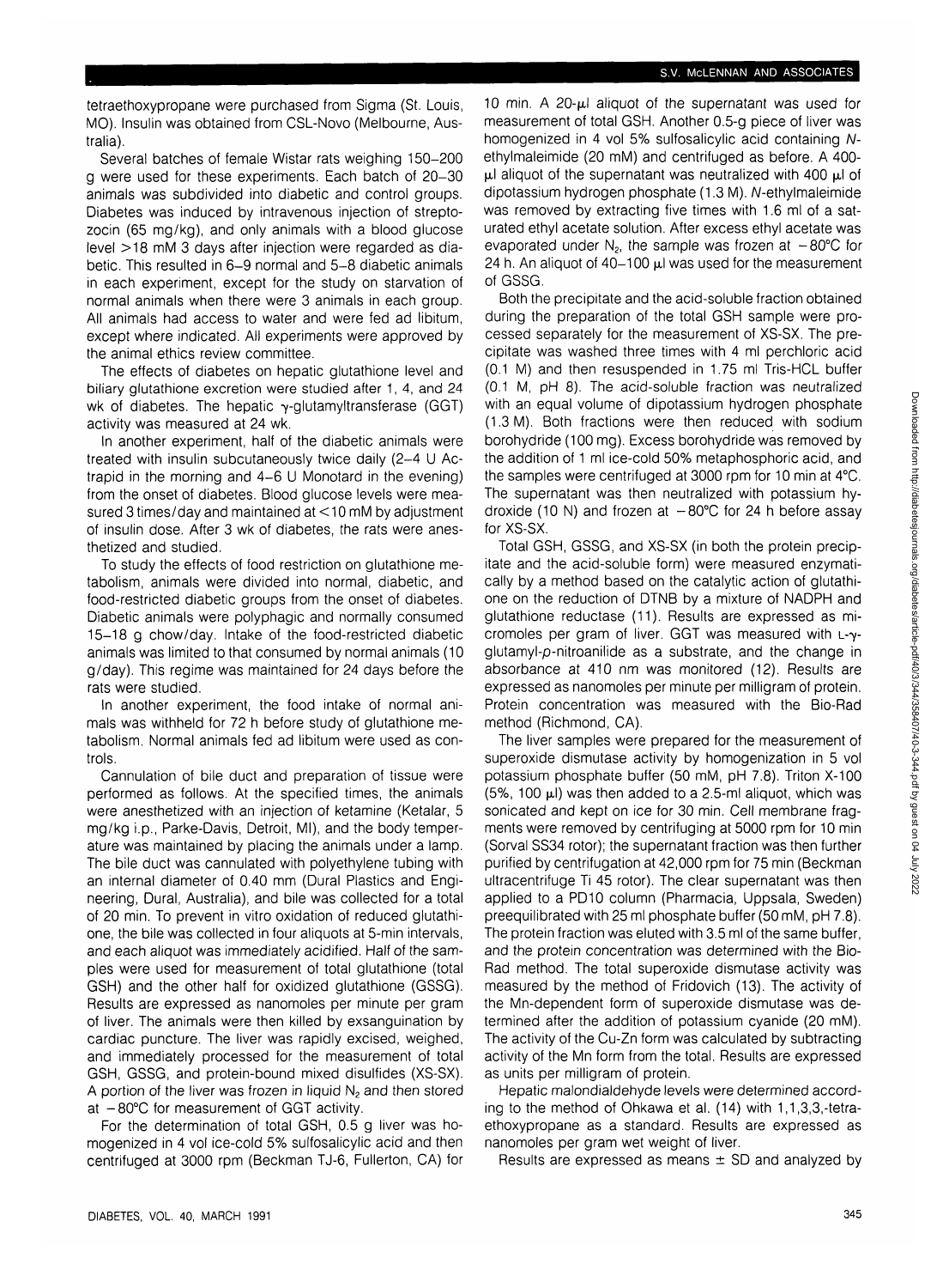tetraethoxypropane were purchased from Sigma (St. Louis, MO). Insulin was obtained from CSL-Novo (Melbourne, Australia).

Several batches of female Wistar rats weighing 150–200 g were used for these experiments. Each batch of 20–30 animals was subdivided into diabetic and control groups. Diabetes was induced by intravenous injection of streptozocin (65 mg/kg), and only animals with a blood glucose level >18 mM 3 days after injection were regarded as diabetic. This resulted in 6–9 normal and 5–8 diabetic animals in each experiment, except for the study on starvation of normal animals when there were 3 animals in each group. All animals had access to water and were fed ad libitum, except where indicated. All experiments were approved by the animal ethics review committee.

The effects of diabetes on hepatic glutathione level and biliary glutathione excretion were studied after 1, 4, and 24 wk of diabetes. The hepatic γ-glutamyltransferase (GGT) activity was measured at 24 wk.

In another experiment, half of the diabetic animals were treated with insulin subcutaneously twice daily (2–4 U Actrapid in the morning and 4–6 U Monotard in the evening) from the onset of diabetes. Blood glucose levels were measured 3 times/day and maintained at <10 mM by adjustment of insulin dose. After 3 wk of diabetes, the rats were anesthetized and studied.

To study the effects of food restriction on glutathione metabolism, animals were divided into normal, diabetic, and food-restricted diabetic groups from the onset of diabetes. Diabetic animals were polyphagic and normally consumed 15–18 g chow/day. Intake of the food-restricted diabetic animals was limited to that consumed by normal animals (10 g/day). This regime was maintained for 24 days before the rats were studied.

In another experiment, the food intake of normal animals was withheld for 72 h before study of glutathione metabolism. Normal animals fed ad libitum were used as controls.

Cannulation of bile duct and preparation of tissue were performed as follows. At the specified times, the animals were anesthetized with an injection of ketamine (Ketalar, 5 mg/kg i.p., Parke-Davis, Detroit, MI), and the body temperature was maintained by placing the animals under a lamp. The bile duct was cannulated with polyethylene tubing with an internal diameter of 0.40 mm (Dural Plastics and Engineering, Dural, Australia), and bile was collected for a total of 20 min. To prevent in vitro oxidation of reduced glutathione, the bile was collected in four aliquots at 5-min intervals, and each aliquot was immediately acidified. Half of the samples were used for measurement of total glutathione (total GSH) and the other half for oxidized glutathione (GSSG). Results are expressed as nanomoles per minute per gram of liver. The animals were then killed by exsanguination by cardiac puncture. The liver was rapidly excised, weighed, and immediately processed for the measurement of total GSH, GSSG, and protein-bound mixed disulfides (XS-SX). A portion of the liver was frozen in liquid $N_2$ and then stored at −80°C for measurement of GGT activity.

For the determination of total GSH, 0.5 g liver was homogenized in 4 vol ice-cold 5% sulfosalicylic acid and then centrifuged at 3000 rpm (Beckman TJ-6, Fullerton, CA) for 10 min. A 20-μl aliquot of the supernatant was used for measurement of total GSH. Another 0.5-g piece of liver was homogenized in 4 vol 5% sulfosalicylic acid containing *N*-ethylmaleimide (20 mM) and centrifuged as before. A 400-μl aliquot of the supernatant was neutralized with 400 μl of dipotassium hydrogen phosphate (1.3 M). *N*-ethylmaleimide was removed by extracting five times with 1.6 ml of a saturated ethyl acetate solution. After excess ethyl acetate was evaporated under $N_2$, the sample was frozen at −80°C for 24 h. An aliquot of 40–100 μl was used for the measurement of GSSG.

Both the precipitate and the acid-soluble fraction obtained during the preparation of the total GSH sample were processed separately for the measurement of XS-SX. The precipitate was washed three times with 4 ml perchloric acid (0.1 M) and then resuspended in 1.75 ml Tris-HCL buffer (0.1 M, pH 8). The acid-soluble fraction was neutralized with an equal volume of dipotassium hydrogen phosphate (1.3 M). Both fractions were then reduced with sodium borohydride (100 mg). Excess borohydride was removed by the addition of 1 ml ice-cold 50% metaphosphoric acid, and the samples were centrifuged at 3000 rpm for 10 min at 4°C. The supernatant was then neutralized with potassium hydroxide (10 N) and frozen at −80°C for 24 h before assay for XS-SX.

Total GSH, GSSG, and XS-SX (in both the protein precipitate and the acid-soluble form) were measured enzymatically by a method based on the catalytic action of glutathione on the reduction of DTNB by a mixture of NADPH and glutathione reductase (11). Results are expressed as micromoles per gram of liver. GGT was measured with L-γ-glutamyl-*p*-nitroanilide as a substrate, and the change in absorbance at 410 nm was monitored (12). Results are expressed as nanomoles per minute per milligram of protein. Protein concentration was measured with the Bio-Rad method (Richmond, CA).

The liver samples were prepared for the measurement of superoxide dismutase activity by homogenization in 5 vol potassium phosphate buffer (50 mM, pH 7.8). Triton X-100 (5%, 100 μl) was then added to a 2.5-ml aliquot, which was sonicated and kept on ice for 30 min. Cell membrane fragments were removed by centrifuging at 5000 rpm for 10 min (Sorval SS34 rotor); the supernatant fraction was then further purified by centrifugation at 42,000 rpm for 75 min (Beckman ultracentrifuge Ti 45 rotor). The clear supernatant was then applied to a PD10 column (Pharmacia, Uppsala, Sweden) preequilibrated with 25 ml phosphate buffer (50 mM, pH 7.8). The protein fraction was eluted with 3.5 ml of the same buffer, and the protein concentration was determined with the Bio-Rad method. The total superoxide dismutase activity was measured by the method of Fridovich (13). The activity of the Mn-dependent form of superoxide dismutase was determined after the addition of potassium cyanide (20 mM). The activity of the Cu-Zn form was calculated by subtracting activity of the Mn form from the total. Results are expressed as units per milligram of protein.

Hepatic malondialdehyde levels were determined according to the method of Ohkawa et al. (14) with 1,1,3,3,-tetraethoxypropane as a standard. Results are expressed as nanomoles per gram wet weight of liver.

Results are expressed as means ± SD and analyzed by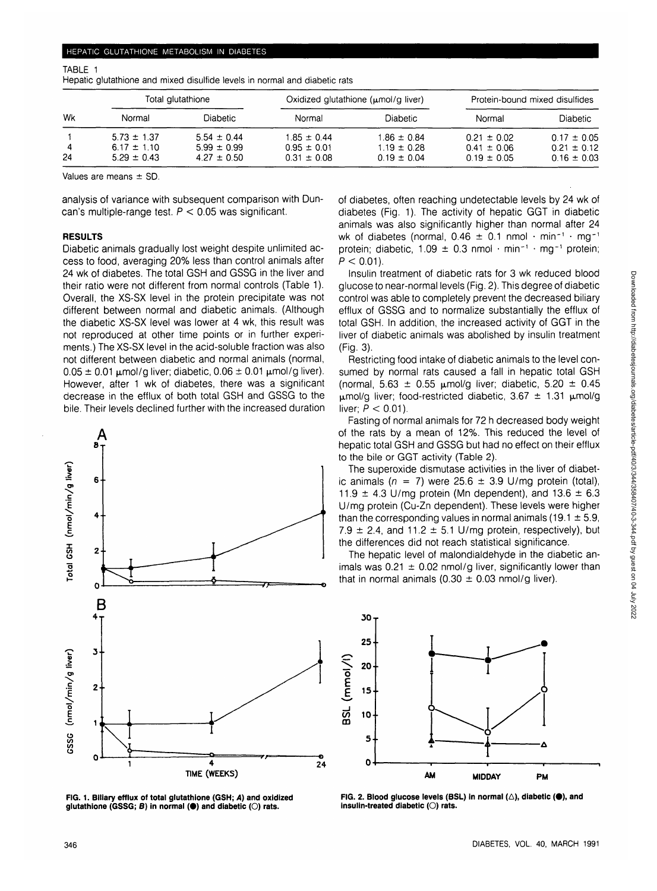TABLE 1
Hepatic glutathione and mixed disulfide levels in normal and diabetic rats

| Wk | Total glutathione | | Oxidized glutathione (μmol/g liver) | | Protein-bound mixed disulfides | |
|---|---|---|---|---|---|---|
| | Normal | Diabetic | Normal | Diabetic | Normal | Diabetic |
| 1 | 5.73 ± 1.37 | 5.54 ± 0.44 | 1.85 ± 0.44 | 1.86 ± 0.84 | 0.21 ± 0.02 | 0.17 ± 0.05 |
| 4 | 6.17 ± 1.10 | 5.99 ± 0.99 | 0.95 ± 0.01 | 1.19 ± 0.28 | 0.41 ± 0.06 | 0.21 ± 0.12 |
| 24 | 5.29 ± 0.43 | 4.27 ± 0.50 | 0.31 ± 0.08 | 0.19 ± 0.04 | 0.19 ± 0.05 | 0.16 ± 0.03 |

Values are means ± SD.

analysis of variance with subsequent comparison with Duncan's multiple-range test. $P < 0.05$ was significant.

## RESULTS

Diabetic animals gradually lost weight despite unlimited access to food, averaging 20% less than control animals after 24 wk of diabetes. The total GSH and GSSG in the liver and their ratio were not different from normal controls (Table 1). Overall, the XS-SX level in the protein precipitate was not different between normal and diabetic animals. (Although the diabetic XS-SX level was lower at 4 wk, this result was not reproduced at other time points or in further experiments.) The XS-SX level in the acid-soluble fraction was also not different between diabetic and normal animals (normal, 0.05 ± 0.01 μmol/g liver; diabetic, 0.06 ± 0.01 μmol/g liver). However, after 1 wk of diabetes, there was a significant decrease in the efflux of both total GSH and GSSG to the bile. Their levels declined further with the increased duration of diabetes, often reaching undetectable levels by 24 wk of diabetes (Fig. 1). The activity of hepatic GGT in diabetic animals was also significantly higher than normal after 24 wk of diabetes (normal, 0.46 ± 0.1 nmol · $min^{-1}$ · $mg^{-1}$ protein; diabetic, 1.09 ± 0.3 nmol · $min^{-1}$ · $mg^{-1}$ protein; $P < 0.01$).

Insulin treatment of diabetic rats for 3 wk reduced blood glucose to near-normal levels (Fig. 2). This degree of diabetic control was able to completely prevent the decreased biliary efflux of GSSG and to normalize substantially the efflux of total GSH. In addition, the increased activity of GGT in the liver of diabetic animals was abolished by insulin treatment (Fig. 3).

Restricting food intake of diabetic animals to the level consumed by normal rats caused a fall in hepatic total GSH (normal, 5.63 ± 0.55 μmol/g liver; diabetic, 5.20 ± 0.45 μmol/g liver; food-restricted diabetic, 3.67 ± 1.31 μmol/g liver; $P < 0.01$).

Fasting of normal animals for 72 h decreased body weight of the rats by a mean of 12%. This reduced the level of hepatic total GSH and GSSG but had no effect on their efflux to the bile or GGT activity (Table 2).

The superoxide dismutase activities in the liver of diabetic animals ($n$ = 7) were 25.6 ± 3.9 U/mg protein (total), 11.9 ± 4.3 U/mg protein (Mn dependent), and 13.6 ± 6.3 U/mg protein (Cu-Zn dependent). These levels were higher than the corresponding values in normal animals (19.1 ± 5.9, 7.9 ± 2.4, and 11.2 ± 5.1 U/mg protein, respectively), but the differences did not reach statistical significance.

The hepatic level of malondialdehyde in the diabetic animals was 0.21 ± 0.02 nmol/g liver, significantly lower than that in normal animals (0.30 ± 0.03 nmol/g liver).

**FIG. 1. Biliary efflux of total glutathione (GSH; A) and oxidized glutathione (GSSG; B) in normal (●) and diabetic (○) rats.**

**FIG. 2. Blood glucose levels (BSL) in normal (△), diabetic (●), and insulin-treated diabetic (○) rats.**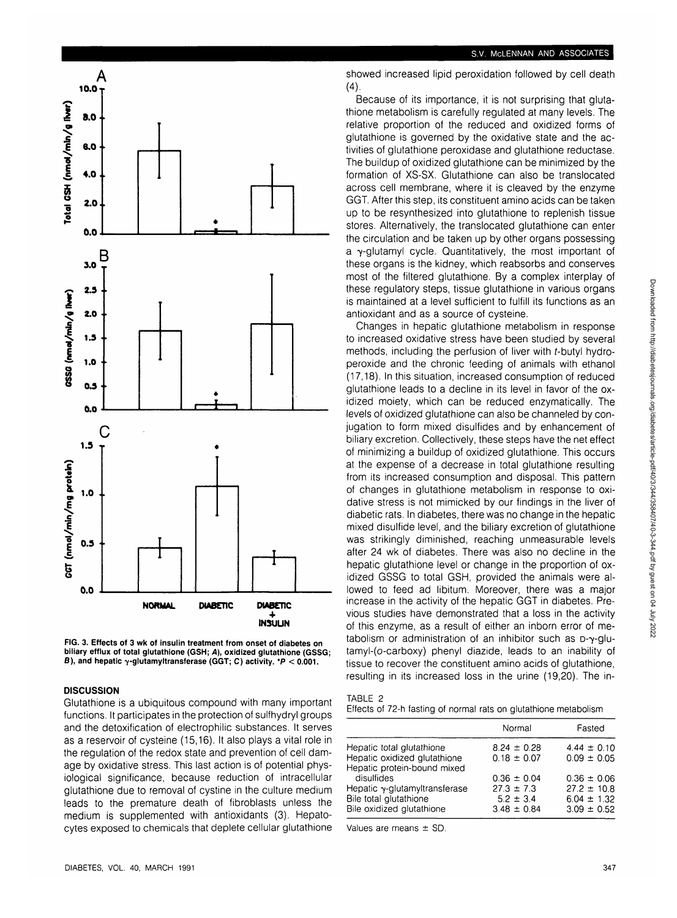FIG. 3. Effects of 3 wk of insulin treatment from onset of diabetes on biliary efflux of total glutathione (GSH; *A*), oxidized glutathione (GSSG; *B*), and hepatic γ-glutamyltransferase (GGT; *C*) activity. *$P < 0.001$.

## DISCUSSION

Glutathione is a ubiquitous compound with many important functions. It participates in the protection of sulfhydryl groups and the detoxification of electrophilic substances. It serves as a reservoir of cysteine (15,16). It also plays a vital role in the regulation of the redox state and prevention of cell damage by oxidative stress. This last action is of potential physiological significance, because reduction of intracellular glutathione due to removal of cystine in the culture medium leads to the premature death of fibroblasts unless the medium is supplemented with antioxidants (3). Hepatocytes exposed to chemicals that deplete cellular glutathione showed increased lipid peroxidation followed by cell death (4).

Because of its importance, it is not surprising that glutathione metabolism is carefully regulated at many levels. The relative proportion of the reduced and oxidized forms of glutathione is governed by the oxidative state and the activities of glutathione peroxidase and glutathione reductase. The buildup of oxidized glutathione can be minimized by the formation of XS-SX. Glutathione can also be translocated across cell membrane, where it is cleaved by the enzyme GGT. After this step, its constituent amino acids can be taken up to be resynthesized into glutathione to replenish tissue stores. Alternatively, the translocated glutathione can enter the circulation and be taken up by other organs possessing a γ-glutamyl cycle. Quantitatively, the most important of these organs is the kidney, which reabsorbs and conserves most of the filtered glutathione. By a complex interplay of these regulatory steps, tissue glutathione in various organs is maintained at a level sufficient to fulfill its functions as an antioxidant and as a source of cysteine.

Changes in hepatic glutathione metabolism in response to increased oxidative stress have been studied by several methods, including the perfusion of liver with *t*-butyl hydroperoxide and the chronic feeding of animals with ethanol (17,18). In this situation, increased consumption of reduced glutathione leads to a decline in its level in favor of the oxidized moiety, which can be reduced enzymatically. The levels of oxidized glutathione can also be channeled by conjugation to form mixed disulfides and by enhancement of biliary excretion. Collectively, these steps have the net effect of minimizing a buildup of oxidized glutathione. This occurs at the expense of a decrease in total glutathione resulting from its increased consumption and disposal. This pattern of changes in glutathione metabolism in response to oxidative stress is not mimicked by our findings in the liver of diabetic rats. In diabetes, there was no change in the hepatic mixed disulfide level, and the biliary excretion of glutathione was strikingly diminished, reaching unmeasurable levels after 24 wk of diabetes. There was also no decline in the hepatic glutathione level or change in the proportion of oxidized GSSG to total GSH, provided the animals were allowed to feed ad libitum. Moreover, there was a major increase in the activity of the hepatic GGT in diabetes. Previous studies have demonstrated that a loss in the activity of this enzyme, as a result of either an inborn error of metabolism or administration of an inhibitor such as D-γ-glutamyl-(o-carboxy) phenyl diazide, leads to an inability of tissue to recover the constituent amino acids of glutathione, resulting in its increased loss in the urine (19,20). The in-

TABLE 2
Effects of 72-h fasting of normal rats on glutathione metabolism

| | Normal | Fasted |
|---|---|---|
| Hepatic total glutathione | 8.24 ± 0.28 | 4.44 ± 0.10 |
| Hepatic oxidized glutathione | 0.18 ± 0.07 | 0.09 ± 0.05 |
| Hepatic protein-bound mixed disulfides | 0.36 ± 0.04 | 0.36 ± 0.06 |
| Hepatic γ-glutamyltransferase | 27.3 ± 7.3 | 27.2 ± 10.8 |
| Bile total glutathione | 5.2 ± 3.4 | 6.04 ± 1.32 |
| Bile oxidized glutathione | 3.48 ± 0.84 | 3.09 ± 0.52 |

Values are means ± SD.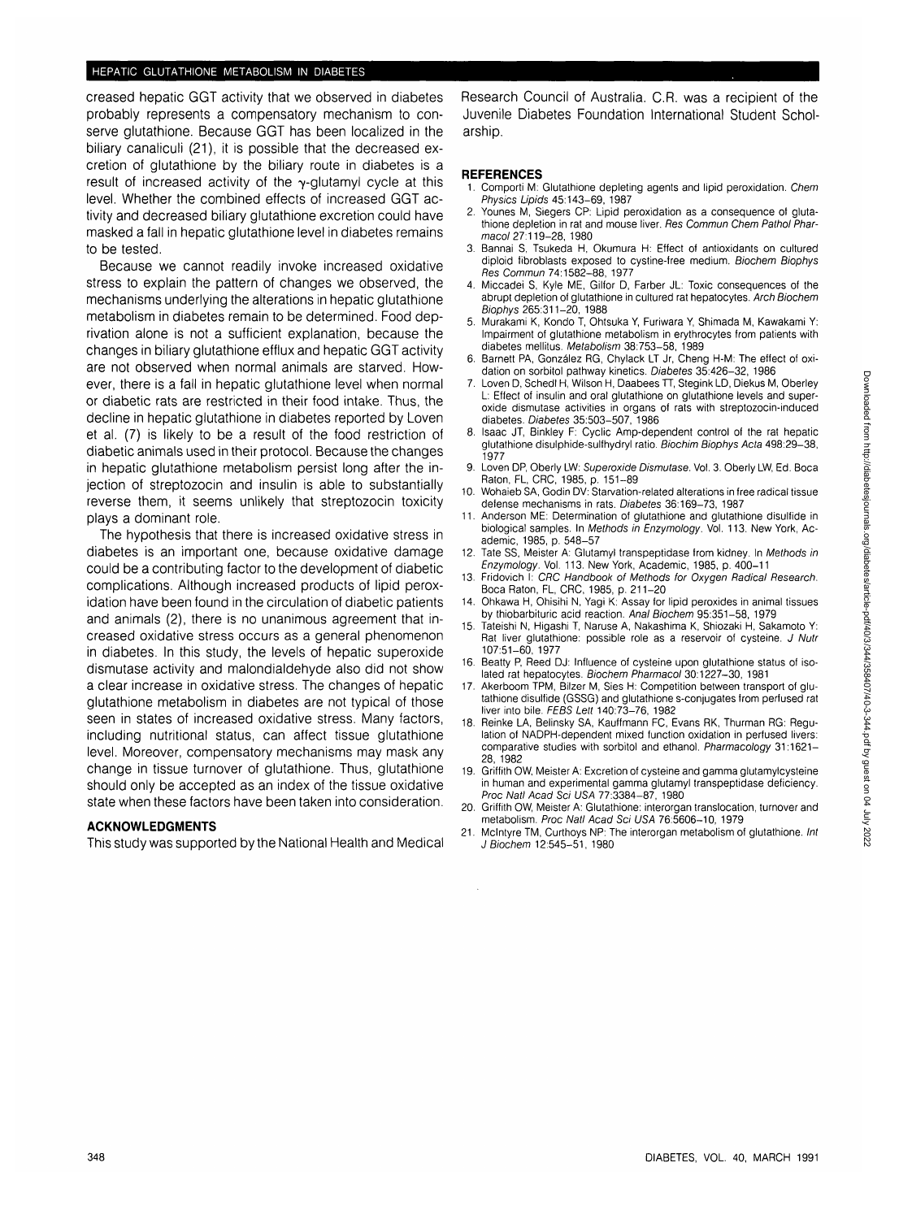creased hepatic GGT activity that we observed in diabetes probably represents a compensatory mechanism to conserve glutathione. Because GGT has been localized in the biliary canaliculi (21), it is possible that the decreased excretion of glutathione by the biliary route in diabetes is a result of increased activity of the $\gamma$-glutamyl cycle at this level. Whether the combined effects of increased GGT activity and decreased biliary glutathione excretion could have masked a fall in hepatic glutathione level in diabetes remains to be tested.

Because we cannot readily invoke increased oxidative stress to explain the pattern of changes we observed, the mechanisms underlying the alterations in hepatic glutathione metabolism in diabetes remain to be determined. Food deprivation alone is not a sufficient explanation, because the changes in biliary glutathione efflux and hepatic GGT activity are not observed when normal animals are starved. However, there is a fall in hepatic glutathione level when normal or diabetic rats are restricted in their food intake. Thus, the decline in hepatic glutathione in diabetes reported by Loven et al. (7) is likely to be a result of the food restriction of diabetic animals used in their protocol. Because the changes in hepatic glutathione metabolism persist long after the injection of streptozocin and insulin is able to substantially reverse them, it seems unlikely that streptozocin toxicity plays a dominant role.

The hypothesis that there is increased oxidative stress in diabetes is an important one, because oxidative damage could be a contributing factor to the development of diabetic complications. Although increased products of lipid peroxidation have been found in the circulation of diabetic patients and animals (2), there is no unanimous agreement that increased oxidative stress occurs as a general phenomenon in diabetes. In this study, the levels of hepatic superoxide dismutase activity and malondialdehyde also did not show a clear increase in oxidative stress. The changes of hepatic glutathione metabolism in diabetes are not typical of those seen in states of increased oxidative stress. Many factors, including nutritional status, can affect tissue glutathione level. Moreover, compensatory mechanisms may mask any change in tissue turnover of glutathione. Thus, glutathione should only be accepted as an index of the tissue oxidative state when these factors have been taken into consideration.

## ACKNOWLEDGMENTS

This study was supported by the National Health and Medical Research Council of Australia. C.R. was a recipient of the Juvenile Diabetes Foundation International Student Scholarship.

## REFERENCES

1. Comporti M: Glutathione depleting agents and lipid peroxidation. *Chem Physics Lipids* 45:143–69, 1987
2. Younes M, Siegers CP: Lipid peroxidation as a consequence of glutathione depletion in rat and mouse liver. *Res Commun Chem Pathol Pharmacol* 27:119–28, 1980
3. Bannai S, Tsukeda H, Okumura H: Effect of antioxidants on cultured diploid fibroblasts exposed to cystine-free medium. *Biochem Biophys Res Commun* 74:1582–88, 1977
4. Miccadei S, Kyle ME, Gilfor D, Farber JL: Toxic consequences of the abrupt depletion of glutathione in cultured rat hepatocytes. *Arch Biochem Biophys* 265:311–20, 1988
5. Murakami K, Kondo T, Ohtsuka Y, Furiwara Y, Shimada M, Kawakami Y: Impairment of glutathione metabolism in erythrocytes from patients with diabetes mellitus. *Metabolism* 38:753–58, 1989
6. Barnett PA, González RG, Chylack LT Jr, Cheng H-M: The effect of oxidation on sorbitol pathway kinetics. *Diabetes* 35:426–32, 1986
7. Loven D, Schedl H, Wilson H, Daabees TT, Stegink LD, Diekus M, Oberley L: Effect of insulin and oral glutathione on glutathione levels and superoxide dismutase activities in organs of rats with streptozocin-induced diabetes. *Diabetes* 35:503–507, 1986
8. Isaac JT, Binkley F: Cyclic Amp-dependent control of the rat hepatic glutathione disulphide-sulfhydryl ratio. *Biochim Biophys Acta* 498:29–38, 1977
9. Loven DP, Oberly LW: *Superoxide Dismutase*. Vol. 3. Oberly LW, Ed. Boca Raton, FL, CRC, 1985, p. 151–89
10. Wohaieb SA, Godin DV: Starvation-related alterations in free radical tissue defense mechanisms in rats. *Diabetes* 36:169–73, 1987
11. Anderson ME: Determination of glutathione and glutathione disulfide in biological samples. In *Methods in Enzymology*. Vol. 113. New York, Academic, 1985, p. 548–57
12. Tate SS, Meister A: Glutamyl transpeptidase from kidney. In *Methods in Enzymology*. Vol. 113. New York, Academic, 1985, p. 400–11
13. Fridovich I: *CRC Handbook of Methods for Oxygen Radical Research*. Boca Raton, FL, CRC, 1985, p. 211–20
14. Ohkawa H, Ohisihi N, Yagi K: Assay for lipid peroxides in animal tissues by thiobarbituric acid reaction. *Anal Biochem* 95:351–58, 1979
15. Tateishi N, Higashi T, Naruse A, Nakashima K, Shiozaki H, Sakamoto Y: Rat liver glutathione: possible role as a reservoir of cysteine. *J Nutr* 107:51–60, 1977
16. Beatty P, Reed DJ: Influence of cysteine upon glutathione status of isolated rat hepatocytes. *Biochem Pharmacol* 30:1227–30, 1981
17. Akerboom TPM, Bilzer M, Sies H: Competition between transport of glutathione disulfide (GSSG) and glutathione s-conjugates from perfused rat liver into bile. *FEBS Lett* 140:73–76, 1982
18. Reinke LA, Belinsky SA, Kauffmann FC, Evans RK, Thurman RG: Regulation of NADPH-dependent mixed function oxidation in perfused livers: comparative studies with sorbitol and ethanol. *Pharmacology* 31:1621–28, 1982
19. Griffith OW, Meister A: Excretion of cysteine and gamma glutamylcysteine in human and experimental gamma glutamyl transpeptidase deficiency. *Proc Natl Acad Sci USA* 77:3384–87, 1980
20. Griffith OW, Meister A: Glutathione: interorgan translocation, turnover and metabolism. *Proc Natl Acad Sci USA* 76:5606–10, 1979
21. McIntyre TM, Curthoys NP: The interorgan metabolism of glutathione. *Int J Biochem* 12:545–51, 1980